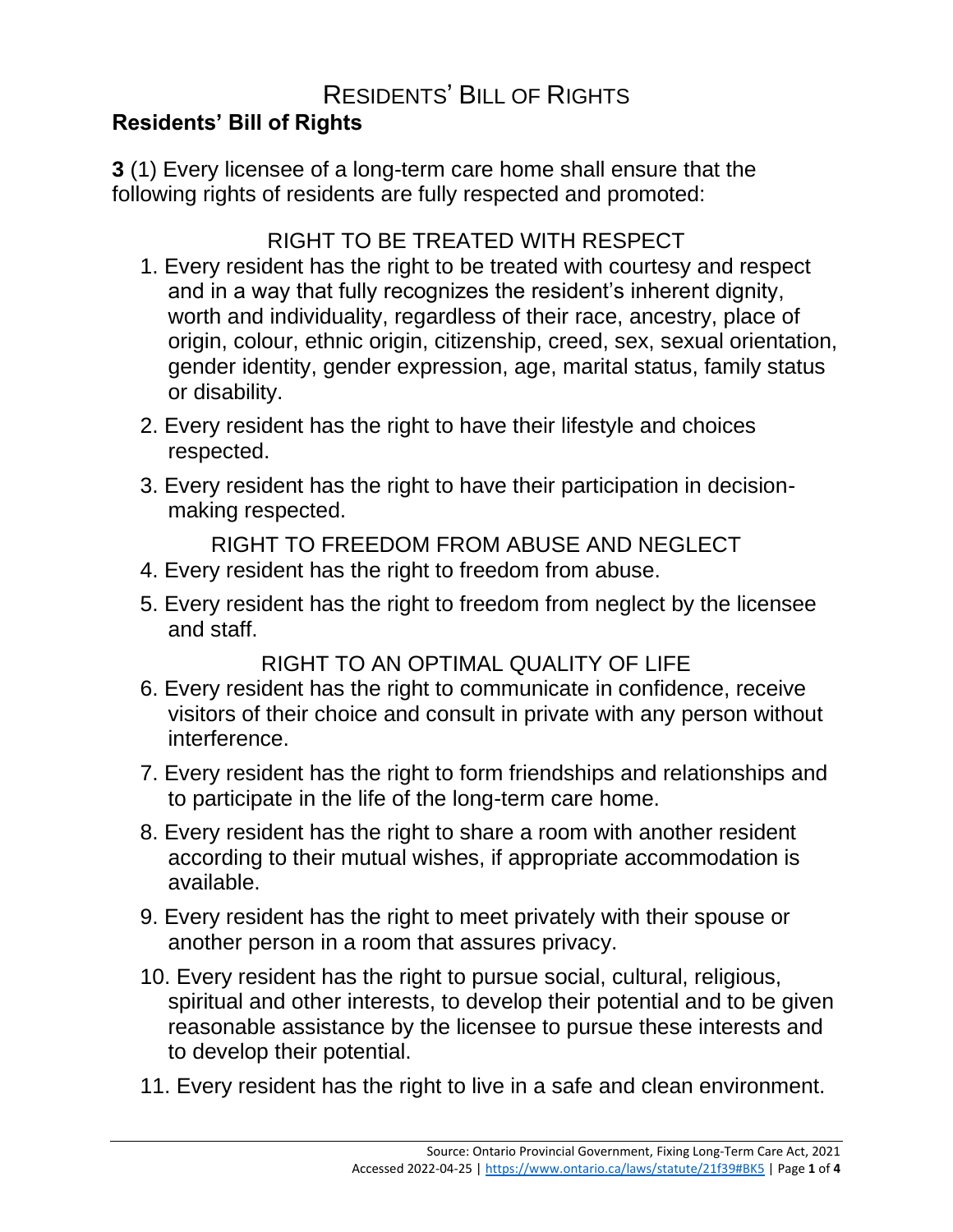# Residents' Bill of Rights

## Residents' Bill of Rights

**3** (1) Every licensee of a long-term care home shall ensure that the following rights of residents are fully respected and promoted:

### RIGHT TO BE TREATED WITH RESPECT

1. Every resident has the right to be treated with courtesy and respect and in a way that fully recognizes the resident's inherent dignity, worth and individuality, regardless of their race, ancestry, place of origin, colour, ethnic origin, citizenship, creed, sex, sexual orientation, gender identity, gender expression, age, marital status, family status or disability.
2. Every resident has the right to have their lifestyle and choices respected.
3. Every resident has the right to have their participation in decision-making respected.

### RIGHT TO FREEDOM FROM ABUSE AND NEGLECT

4. Every resident has the right to freedom from abuse.
5. Every resident has the right to freedom from neglect by the licensee and staff.

### RIGHT TO AN OPTIMAL QUALITY OF LIFE

6. Every resident has the right to communicate in confidence, receive visitors of their choice and consult in private with any person without interference.
7. Every resident has the right to form friendships and relationships and to participate in the life of the long-term care home.
8. Every resident has the right to share a room with another resident according to their mutual wishes, if appropriate accommodation is available.
9. Every resident has the right to meet privately with their spouse or another person in a room that assures privacy.
10. Every resident has the right to pursue social, cultural, religious, spiritual and other interests, to develop their potential and to be given reasonable assistance by the licensee to pursue these interests and to develop their potential.
11. Every resident has the right to live in a safe and clean environment.

Source: Ontario Provincial Government, Fixing Long-Term Care Act, 2021
Accessed 2022-04-25 | https://www.ontario.ca/laws/statute/21f39#BK5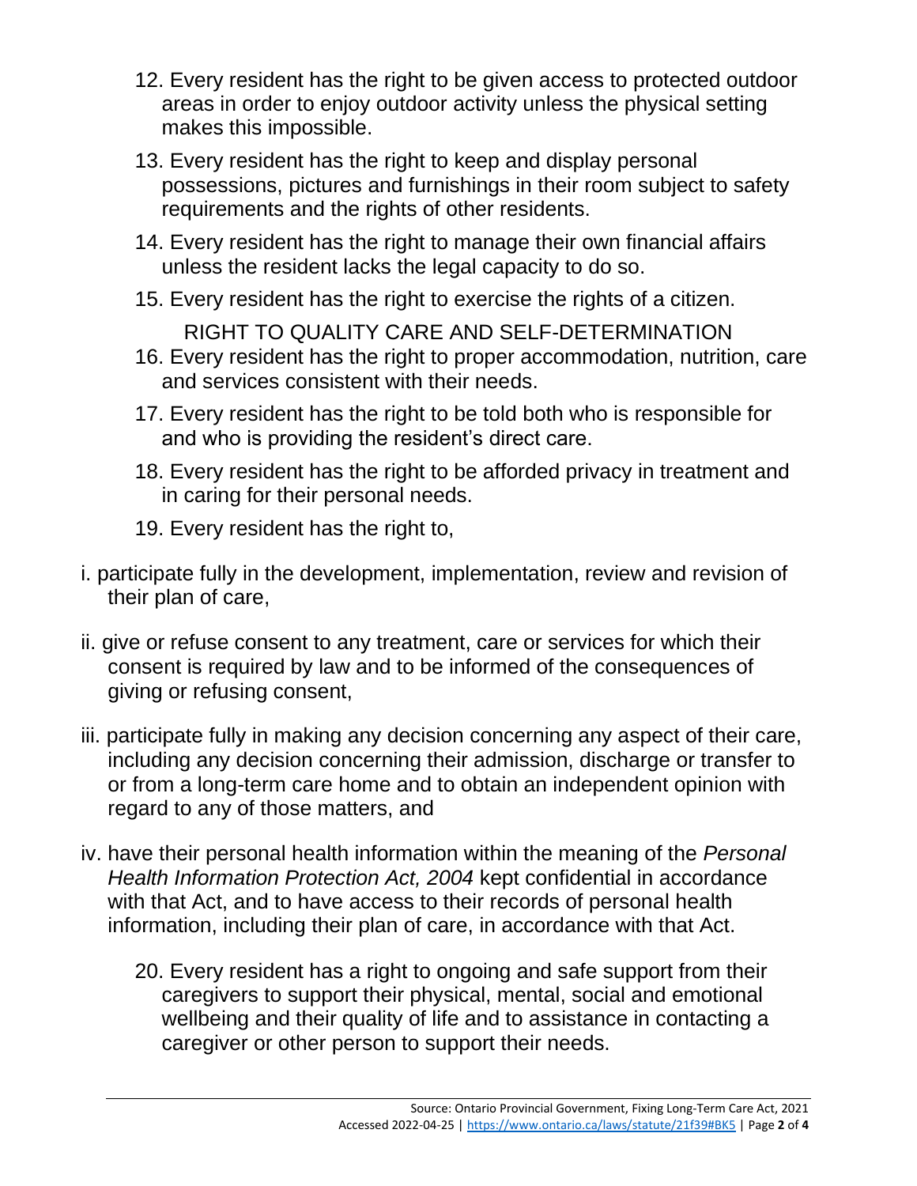12. Every resident has the right to be given access to protected outdoor areas in order to enjoy outdoor activity unless the physical setting makes this impossible.
13. Every resident has the right to keep and display personal possessions, pictures and furnishings in their room subject to safety requirements and the rights of other residents.
14. Every resident has the right to manage their own financial affairs unless the resident lacks the legal capacity to do so.
15. Every resident has the right to exercise the rights of a citizen.

RIGHT TO QUALITY CARE AND SELF-DETERMINATION

16. Every resident has the right to proper accommodation, nutrition, care and services consistent with their needs.
17. Every resident has the right to be told both who is responsible for and who is providing the resident’s direct care.
18. Every resident has the right to be afforded privacy in treatment and in caring for their personal needs.
19. Every resident has the right to,

i. participate fully in the development, implementation, review and revision of their plan of care,

ii. give or refuse consent to any treatment, care or services for which their consent is required by law and to be informed of the consequences of giving or refusing consent,

iii. participate fully in making any decision concerning any aspect of their care, including any decision concerning their admission, discharge or transfer to or from a long-term care home and to obtain an independent opinion with regard to any of those matters, and

iv. have their personal health information within the meaning of the *Personal Health Information Protection Act, 2004* kept confidential in accordance with that Act, and to have access to their records of personal health information, including their plan of care, in accordance with that Act.

20. Every resident has a right to ongoing and safe support from their caregivers to support their physical, mental, social and emotional wellbeing and their quality of life and to assistance in contacting a caregiver or other person to support their needs.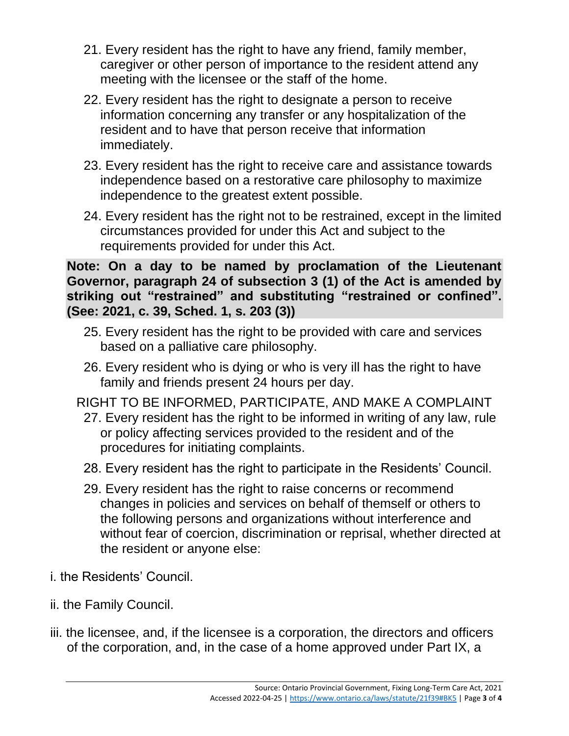21. Every resident has the right to have any friend, family member, caregiver or other person of importance to the resident attend any meeting with the licensee or the staff of the home.

22. Every resident has the right to designate a person to receive information concerning any transfer or any hospitalization of the resident and to have that person receive that information immediately.

23. Every resident has the right to receive care and assistance towards independence based on a restorative care philosophy to maximize independence to the greatest extent possible.

24. Every resident has the right not to be restrained, except in the limited circumstances provided for under this Act and subject to the requirements provided for under this Act.

**Note: On a day to be named by proclamation of the Lieutenant Governor, paragraph 24 of subsection 3 (1) of the Act is amended by striking out “restrained” and substituting “restrained or confined”. (See: 2021, c. 39, Sched. 1, s. 203 (3))**

25. Every resident has the right to be provided with care and services based on a palliative care philosophy.

26. Every resident who is dying or who is very ill has the right to have family and friends present 24 hours per day.

RIGHT TO BE INFORMED, PARTICIPATE, AND MAKE A COMPLAINT

27. Every resident has the right to be informed in writing of any law, rule or policy affecting services provided to the resident and of the procedures for initiating complaints.

28. Every resident has the right to participate in the Residents’ Council.

29. Every resident has the right to raise concerns or recommend changes in policies and services on behalf of themself or others to the following persons and organizations without interference and without fear of coercion, discrimination or reprisal, whether directed at the resident or anyone else:

i. the Residents’ Council.

ii. the Family Council.

iii. the licensee, and, if the licensee is a corporation, the directors and officers of the corporation, and, in the case of a home approved under Part IX, a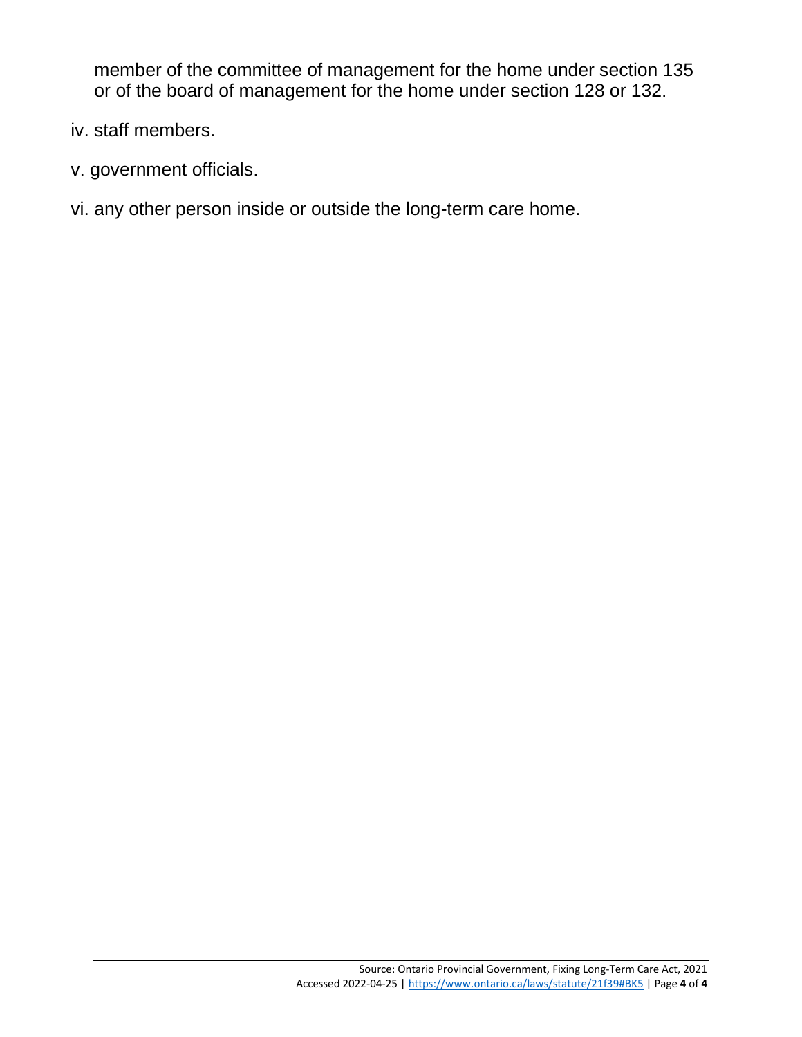member of the committee of management for the home under section 135 or of the board of management for the home under section 128 or 132.

iv. staff members.

v. government officials.

vi. any other person inside or outside the long-term care home.